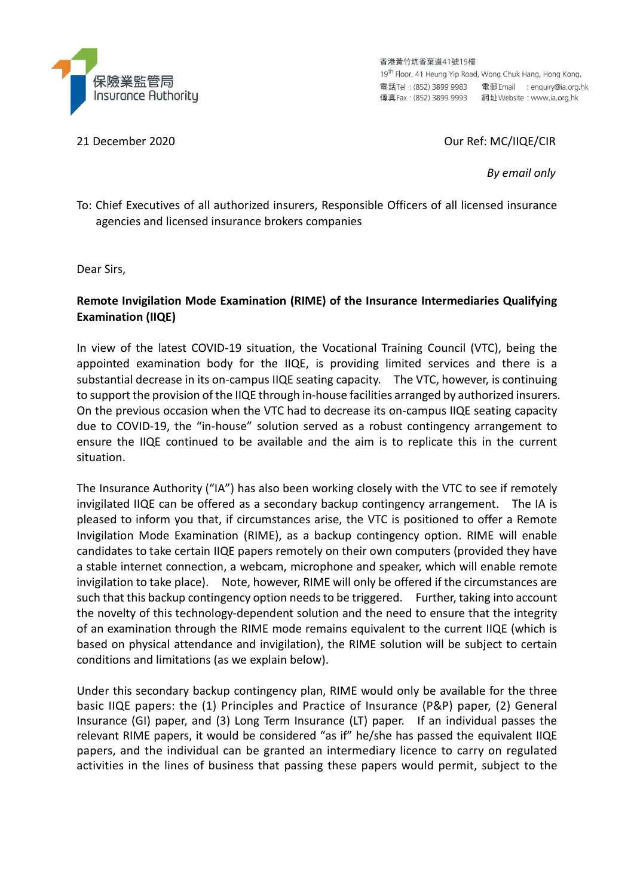保險業監管局
Insurance Authority

香港黃竹坑香葉道41號19樓
19th Floor, 41 Heung Yip Road, Wong Chuk Hang, Hong Kong.
電話Tel : (852) 3899 9983 電郵Email : enquiry@ia.org.hk
傳真Fax : (852) 3899 9993 網址Website : www.ia.org.hk

21 December 2020

Our Ref: MC/IIQE/CIR

*By email only*

To: Chief Executives of all authorized insurers, Responsible Officers of all licensed insurance agencies and licensed insurance brokers companies

Dear Sirs,

**Remote Invigilation Mode Examination (RIME) of the Insurance Intermediaries Qualifying Examination (IIQE)**

In view of the latest COVID-19 situation, the Vocational Training Council (VTC), being the appointed examination body for the IIQE, is providing limited services and there is a substantial decrease in its on-campus IIQE seating capacity. The VTC, however, is continuing to support the provision of the IIQE through in-house facilities arranged by authorized insurers. On the previous occasion when the VTC had to decrease its on-campus IIQE seating capacity due to COVID-19, the "in-house" solution served as a robust contingency arrangement to ensure the IIQE continued to be available and the aim is to replicate this in the current situation.

The Insurance Authority ("IA") has also been working closely with the VTC to see if remotely invigilated IIQE can be offered as a secondary backup contingency arrangement. The IA is pleased to inform you that, if circumstances arise, the VTC is positioned to offer a Remote Invigilation Mode Examination (RIME), as a backup contingency option. RIME will enable candidates to take certain IIQE papers remotely on their own computers (provided they have a stable internet connection, a webcam, microphone and speaker, which will enable remote invigilation to take place). Note, however, RIME will only be offered if the circumstances are such that this backup contingency option needs to be triggered. Further, taking into account the novelty of this technology-dependent solution and the need to ensure that the integrity of an examination through the RIME mode remains equivalent to the current IIQE (which is based on physical attendance and invigilation), the RIME solution will be subject to certain conditions and limitations (as we explain below).

Under this secondary backup contingency plan, RIME would only be available for the three basic IIQE papers: the (1) Principles and Practice of Insurance (P&P) paper, (2) General Insurance (GI) paper, and (3) Long Term Insurance (LT) paper. If an individual passes the relevant RIME papers, it would be considered "as if" he/she has passed the equivalent IIQE papers, and the individual can be granted an intermediary licence to carry on regulated activities in the lines of business that passing these papers would permit, subject to the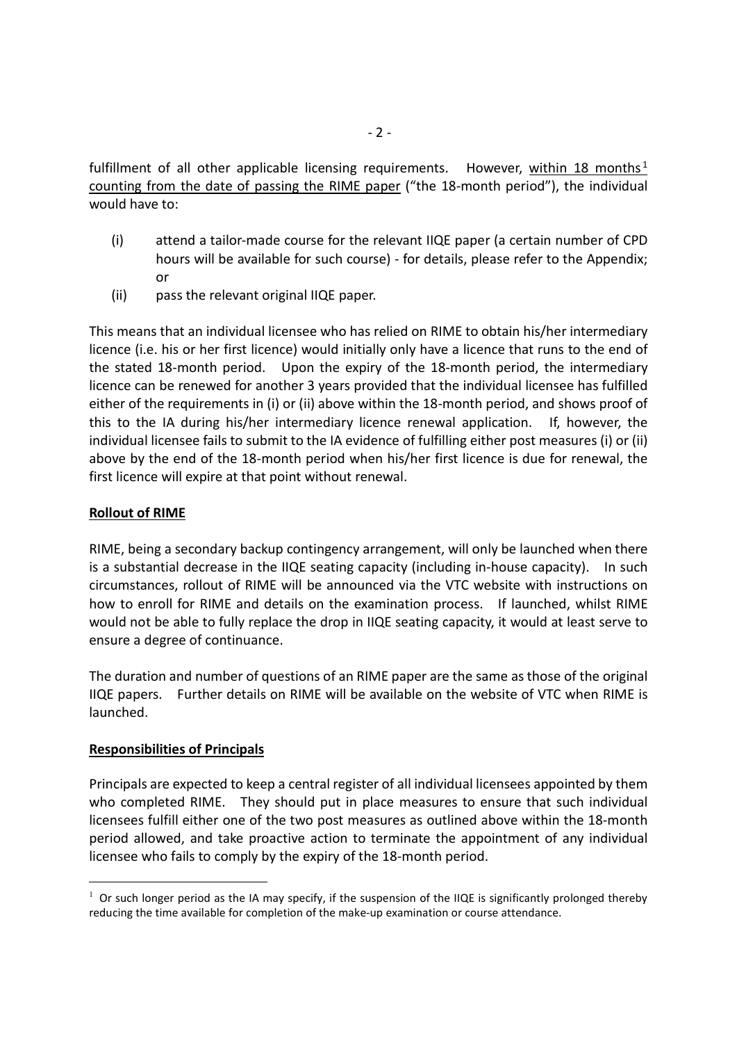fulfillment of all other applicable licensing requirements. However, within 18 months[1] counting from the date of passing the RIME paper ("the 18-month period"), the individual would have to:

(i) attend a tailor-made course for the relevant IIQE paper (a certain number of CPD hours will be available for such course) - for details, please refer to the Appendix; or

(ii) pass the relevant original IIQE paper.

This means that an individual licensee who has relied on RIME to obtain his/her intermediary licence (i.e. his or her first licence) would initially only have a licence that runs to the end of the stated 18-month period. Upon the expiry of the 18-month period, the intermediary licence can be renewed for another 3 years provided that the individual licensee has fulfilled either of the requirements in (i) or (ii) above within the 18-month period, and shows proof of this to the IA during his/her intermediary licence renewal application. If, however, the individual licensee fails to submit to the IA evidence of fulfilling either post measures (i) or (ii) above by the end of the 18-month period when his/her first licence is due for renewal, the first licence will expire at that point without renewal.

**Rollout of RIME**

RIME, being a secondary backup contingency arrangement, will only be launched when there is a substantial decrease in the IIQE seating capacity (including in-house capacity). In such circumstances, rollout of RIME will be announced via the VTC website with instructions on how to enroll for RIME and details on the examination process. If launched, whilst RIME would not be able to fully replace the drop in IIQE seating capacity, it would at least serve to ensure a degree of continuance.

The duration and number of questions of an RIME paper are the same as those of the original IIQE papers. Further details on RIME will be available on the website of VTC when RIME is launched.

**Responsibilities of Principals**

Principals are expected to keep a central register of all individual licensees appointed by them who completed RIME. They should put in place measures to ensure that such individual licensees fulfill either one of the two post measures as outlined above within the 18-month period allowed, and take proactive action to terminate the appointment of any individual licensee who fails to comply by the expiry of the 18-month period.

[1] Or such longer period as the IA may specify, if the suspension of the IIQE is significantly prolonged thereby reducing the time available for completion of the make-up examination or course attendance.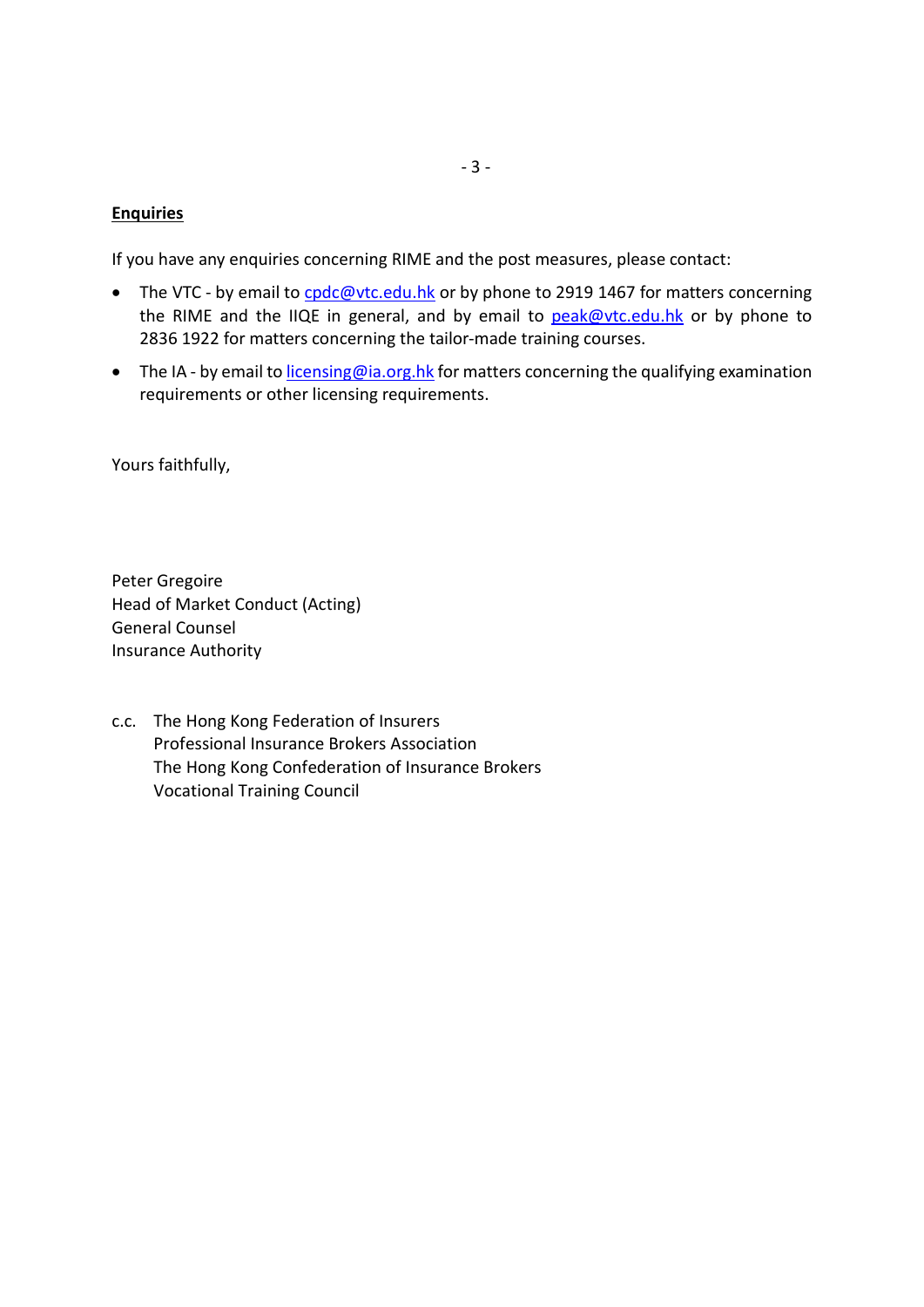**Enquiries**

If you have any enquiries concerning RIME and the post measures, please contact:

- The VTC - by email to cpdc@vtc.edu.hk or by phone to 2919 1467 for matters concerning the RIME and the IIQE in general, and by email to peak@vtc.edu.hk or by phone to 2836 1922 for matters concerning the tailor-made training courses.
- The IA - by email to licensing@ia.org.hk for matters concerning the qualifying examination requirements or other licensing requirements.

Yours faithfully,

Peter Gregoire
Head of Market Conduct (Acting)
General Counsel
Insurance Authority

c.c. The Hong Kong Federation of Insurers
Professional Insurance Brokers Association
The Hong Kong Confederation of Insurance Brokers
Vocational Training Council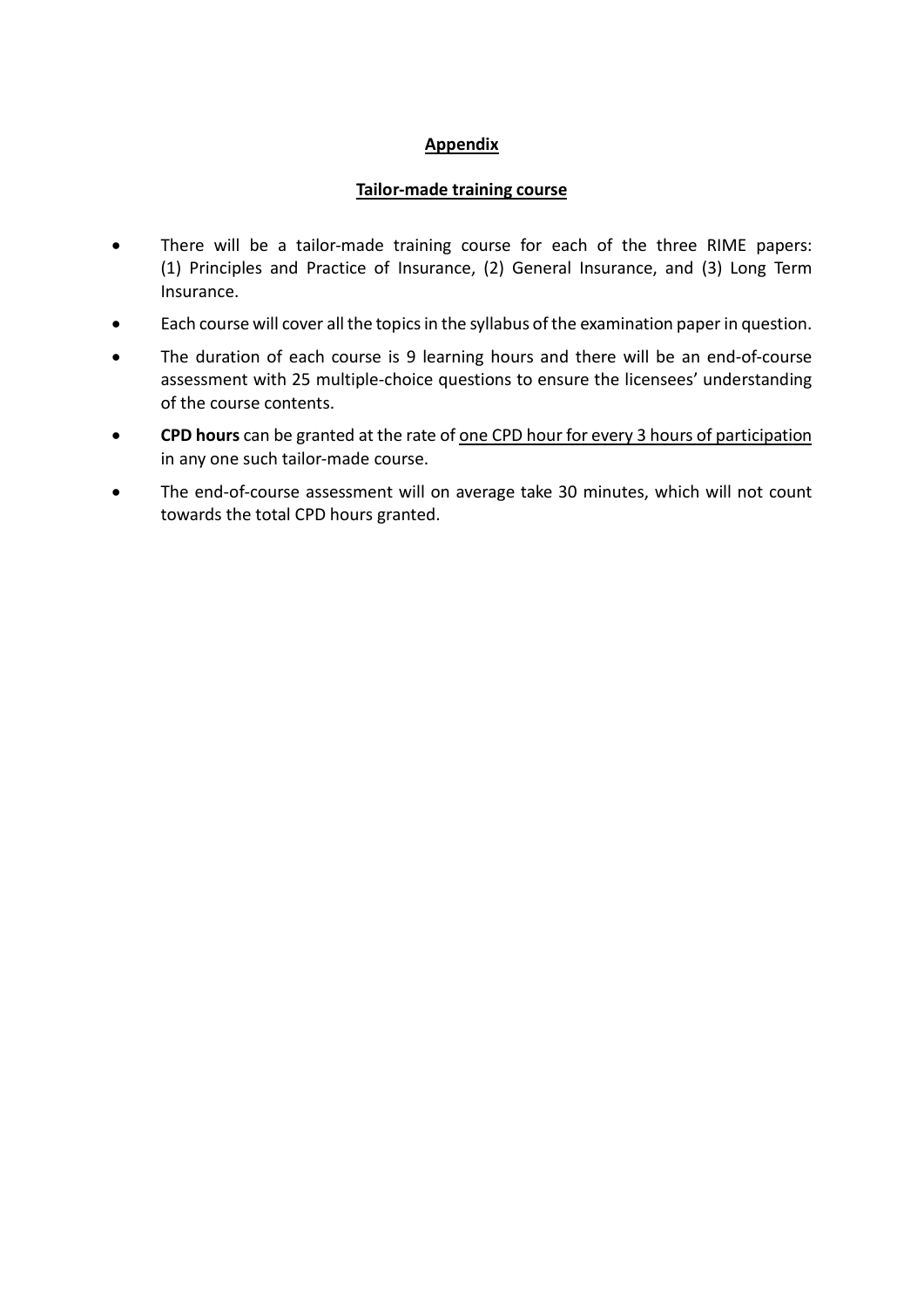## **Appendix**

### **Tailor-made training course**

- There will be a tailor-made training course for each of the three RIME papers: (1) Principles and Practice of Insurance, (2) General Insurance, and (3) Long Term Insurance.
- Each course will cover all the topics in the syllabus of the examination paper in question.
- The duration of each course is 9 learning hours and there will be an end-of-course assessment with 25 multiple-choice questions to ensure the licensees' understanding of the course contents.
- **CPD hours** can be granted at the rate of <u>one CPD hour for every 3 hours of participation</u> in any one such tailor-made course.
- The end-of-course assessment will on average take 30 minutes, which will not count towards the total CPD hours granted.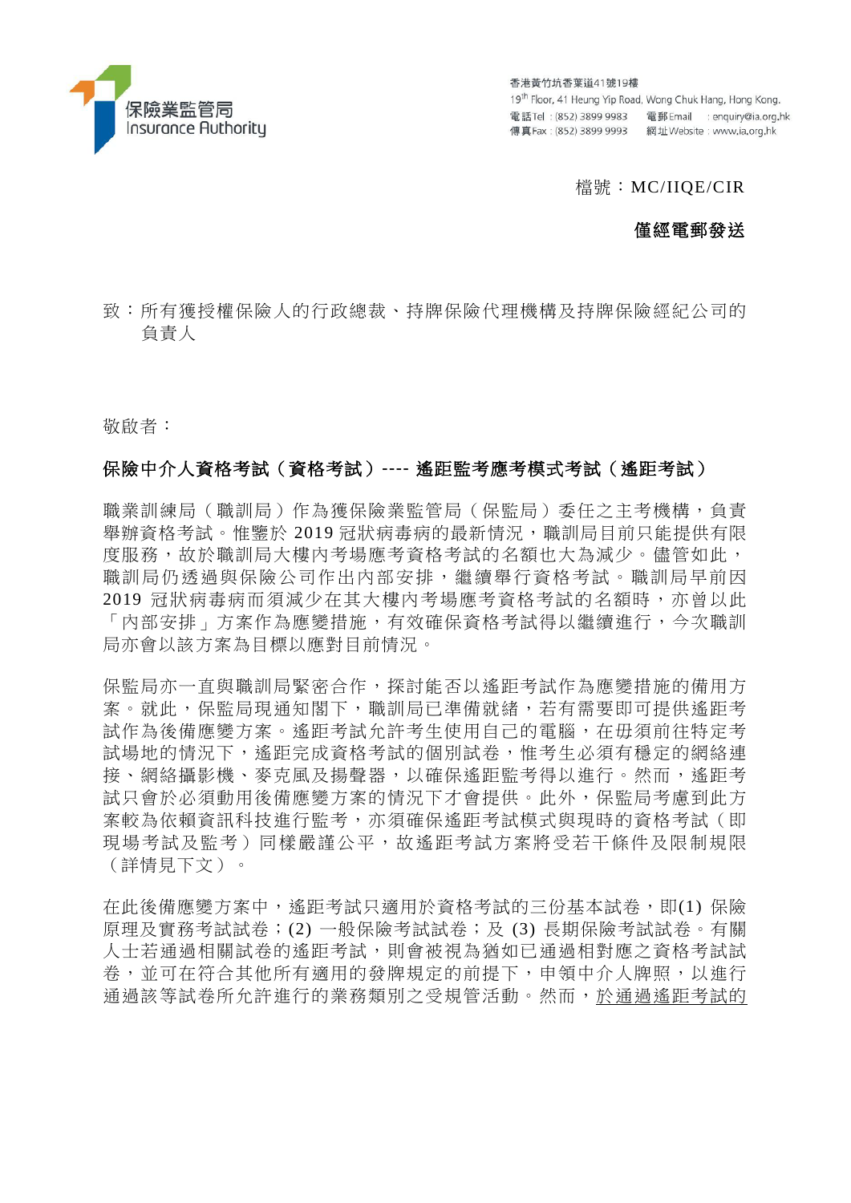保險業監管局
Insurance Authority

香港黃竹坑香葉道41號19樓
19th Floor, 41 Heung Yip Road, Wong Chuk Hang, Hong Kong.
電話Tel：(852) 3899 9983　電郵Email：enquiry@ia.org.hk
傳真Fax：(852) 3899 9993　網址Website：www.ia.org.hk

檔號：MC/IIQE/CIR

**僅經電郵發送**

致：所有獲授權保險人的行政總裁、持牌保險代理機構及持牌保險經紀公司的負責人

敬啟者：

**保險中介人資格考試（資格考試）---- 遙距監考應考模式考試（遙距考試）**

職業訓練局（職訓局）作為獲保險業監管局（保監局）委任之主考機構，負責舉辦資格考試。惟鑒於 2019 冠狀病毒病的最新情況，職訓局目前只能提供有限度服務，故於職訓局大樓內考場應考資格考試的名額也大為減少。儘管如此，職訓局仍透過與保險公司作出內部安排，繼續舉行資格考試。職訓局早前因 2019 冠狀病毒病而須減少在其大樓內考場應考資格考試的名額時，亦曾以此「內部安排」方案作為應變措施，有效確保資格考試得以繼續進行，今次職訓局亦會以該方案為目標以應對目前情況。

保監局亦一直與職訓局緊密合作，探討能否以遙距考試作為應變措施的備用方案。就此，保監局現通知閣下，職訓局已準備就緒，若有需要即可提供遙距考試作為後備應變方案。遙距考試允許考生使用自己的電腦，在毋須前往特定考試場地的情況下，遙距完成資格考試的個別試卷，惟考生必須有穩定的網絡連接、網絡攝影機、麥克風及揚聲器，以確保遙距監考得以進行。然而，遙距考試只會於必須動用後備應變方案的情況下才會提供。此外，保監局考慮到此方案較為依賴資訊科技進行監考，亦須確保遙距考試模式與現時的資格考試（即現場考試及監考）同樣嚴謹公平，故遙距考試方案將受若干條件及限制規限（詳情見下文）。

在此後備應變方案中，遙距考試只適用於資格考試的三份基本試卷，即(1) 保險原理及實務考試試卷；(2) 一般保險考試試卷；及 (3) 長期保險考試試卷。有關人士若通過相關試卷的遙距考試，則會被視為猶如已通過相對應之資格考試試卷，並可在符合其他所有適用的發牌規定的前提下，申領中介人牌照，以進行通過該等試卷所允許進行的業務類別之受規管活動。然而，<u>於通過遙距考試的</u>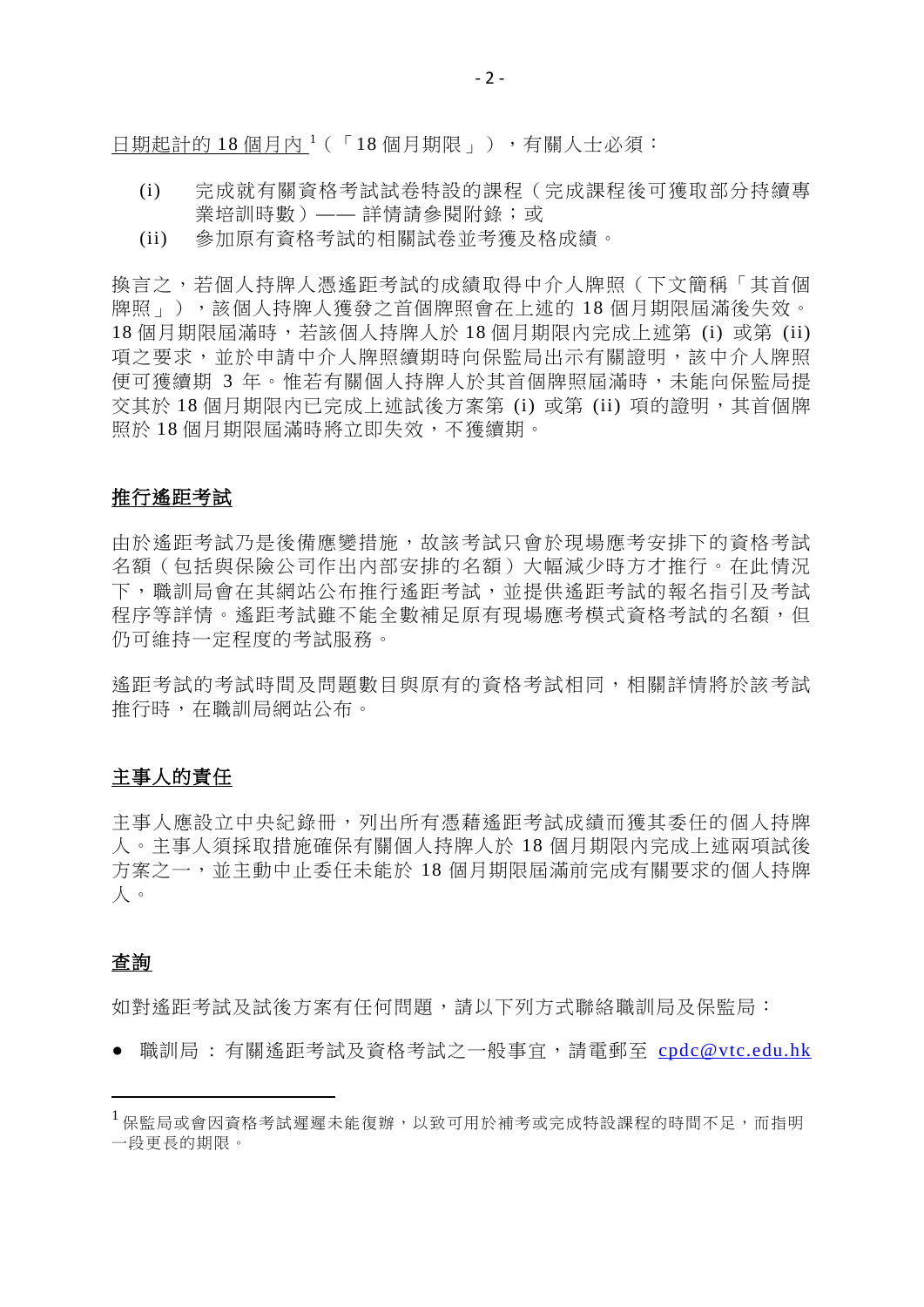日期起計的 18 個月內[1]（「18 個月期限」），有關人士必須：

(i) 完成就有關資格考試試卷特設的課程（完成課程後可獲取部分持續專業培訓時數）—— 詳情請參閱附錄；或

(ii) 參加原有資格考試的相關試卷並考獲及格成績。

換言之，若個人持牌人憑遙距考試的成績取得中介人牌照（下文簡稱「其首個牌照」），該個人持牌人獲發之首個牌照會在上述的 18 個月期限屆滿後失效。18 個月期限屆滿時，若該個人持牌人於 18 個月期限內完成上述第 (i) 或第 (ii) 項之要求，並於申請中介人牌照續期時向保監局出示有關證明，該中介人牌照便可獲續期 3 年。惟若有關個人持牌人於其首個牌照屆滿時，未能向保監局提交其於 18 個月期限內已完成上述試後方案第 (i) 或第 (ii) 項的證明，其首個牌照於 18 個月期限屆滿時將立即失效，不獲續期。

## 推行遙距考試

由於遙距考試乃是後備應變措施，故該考試只會於現場應考安排下的資格考試名額（包括與保險公司作出內部安排的名額）大幅減少時方才推行。在此情況下，職訓局會在其網站公布推行遙距考試，並提供遙距考試的報名指引及考試程序等詳情。遙距考試雖不能全數補足原有現場應考模式資格考試的名額，但仍可維持一定程度的考試服務。

遙距考試的考試時間及問題數目與原有的資格考試相同，相關詳情將於該考試推行時，在職訓局網站公布。

## 主事人的責任

主事人應設立中央紀錄冊，列出所有憑藉遙距考試成績而獲其委任的個人持牌人。主事人須採取措施確保有關個人持牌人於 18 個月期限內完成上述兩項試後方案之一，並主動中止委任未能於 18 個月期限屆滿前完成有關要求的個人持牌人。

## 查詢

如對遙距考試及試後方案有任何問題，請以下列方式聯絡職訓局及保監局：

- 職訓局：有關遙距考試及資格考試之一般事宜，請電郵至 cpdc@vtc.edu.hk

---

[1] 保監局或會因資格考試遲遲未能復辦，以致可用於補考或完成特設課程的時間不足，而指明一段更長的期限。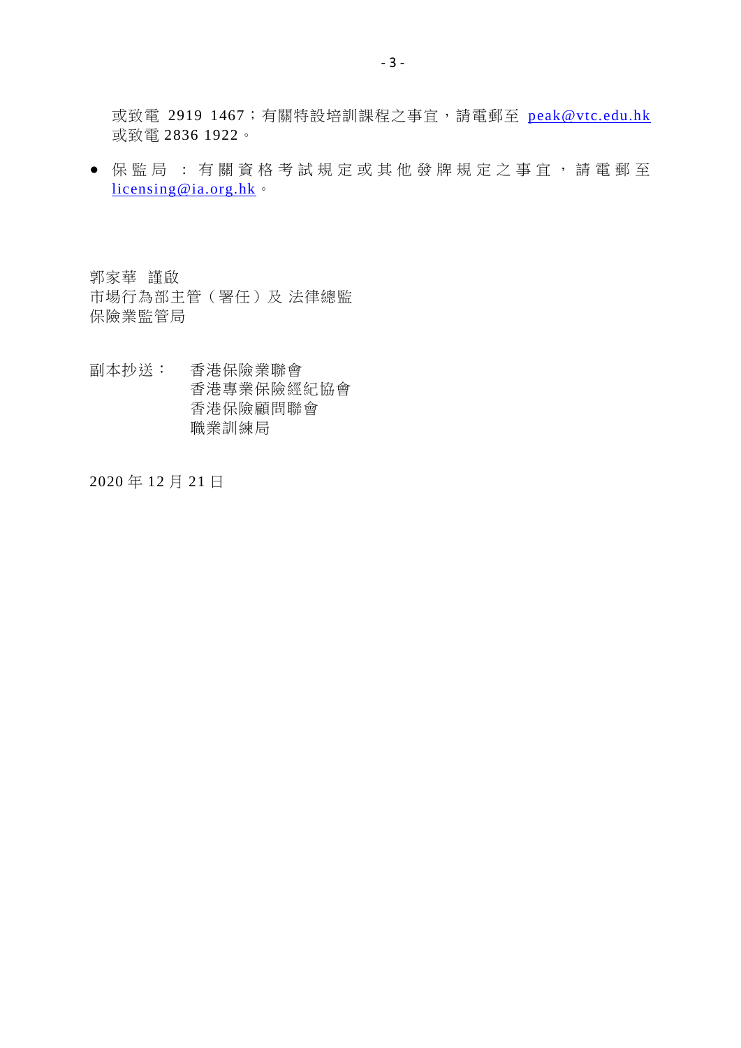或致電 2919 1467；有關特設培訓課程之事宜，請電郵至 peak@vtc.edu.hk 或致電 2836 1922。

- 保監局：有關資格考試規定或其他發牌規定之事宜，請電郵至 licensing@ia.org.hk。

郭家華 謹啟
市場行為部主管（署任）及 法律總監
保險業監管局

副本抄送：　香港保險業聯會
　　　　　　香港專業保險經紀協會
　　　　　　香港保險顧問聯會
　　　　　　職業訓練局

2020 年 12 月 21 日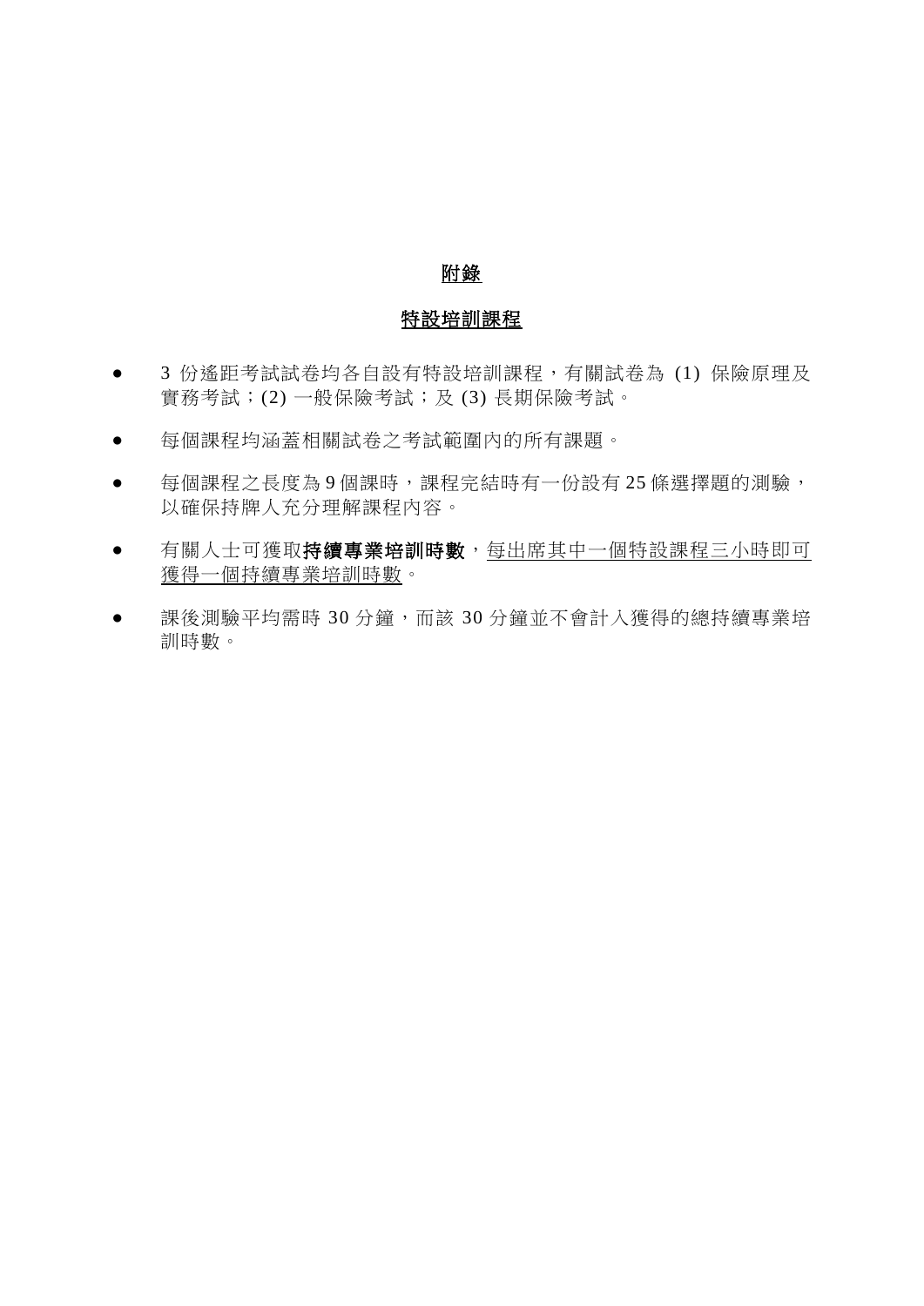# <u>附錄</u>

## <u>特設培訓課程</u>

- 3 份遙距考試試卷均各自設有特設培訓課程，有關試卷為 (1) 保險原理及實務考試；(2) 一般保險考試；及 (3) 長期保險考試。
- 每個課程均涵蓋相關試卷之考試範圍內的所有課題。
- 每個課程之長度為 9 個課時，課程完結時有一份設有 25 條選擇題的測驗，以確保持牌人充分理解課程內容。
- 有關人士可獲取**持續專業培訓時數**，<u>每出席其中一個特設課程三小時即可獲得一個持續專業培訓時數</u>。
- 課後測驗平均需時 30 分鐘，而該 30 分鐘並不會計入獲得的總持續專業培訓時數。